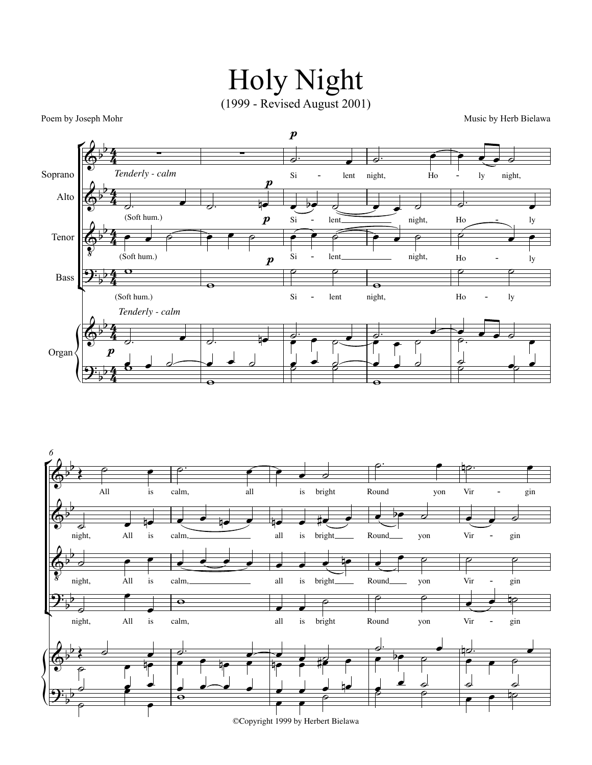# Holy Night

(1999 - Revised August 2001)

Poem by Joseph Mohr

Music by Herb Bielawa

©Copyright 1999 by Herbert Bielawa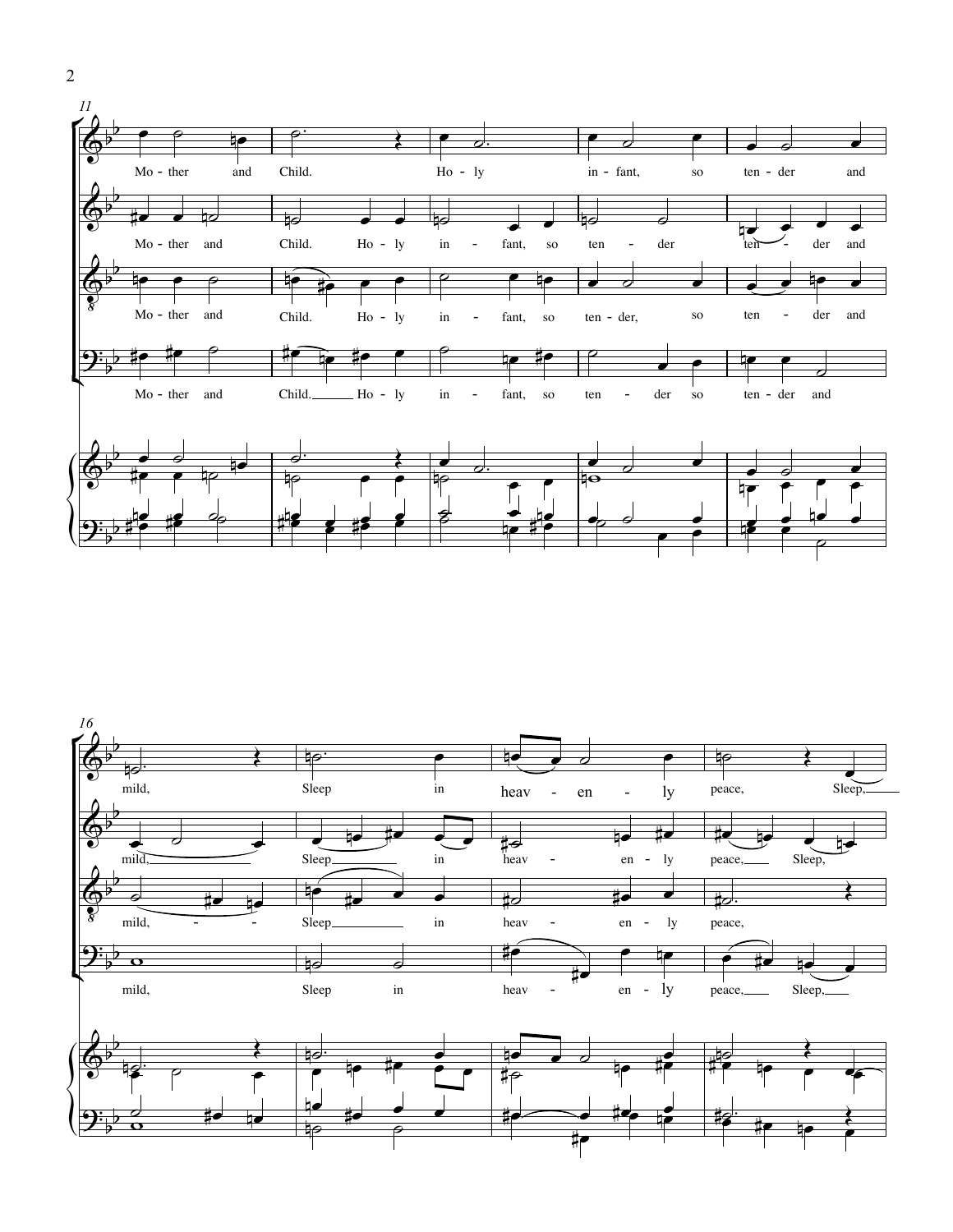11

Mo - ther and Child. Ho - ly in - fant, so ten - der and

Mo - ther and Child. Ho - ly in - fant, so ten - der ten - der and

Mo - ther and Child. Ho - ly in - fant, so ten - der, so ten - der and

Mo - ther and Child. Ho - ly in - fant, so ten - der so ten - der and

16

mild, Sleep in heav - en - ly peace, Sleep,

mild, Sleep in heav - en - ly peace, Sleep,

mild, - - Sleep in heav - en - ly peace,

mild, Sleep in heav - en - ly peace, Sleep,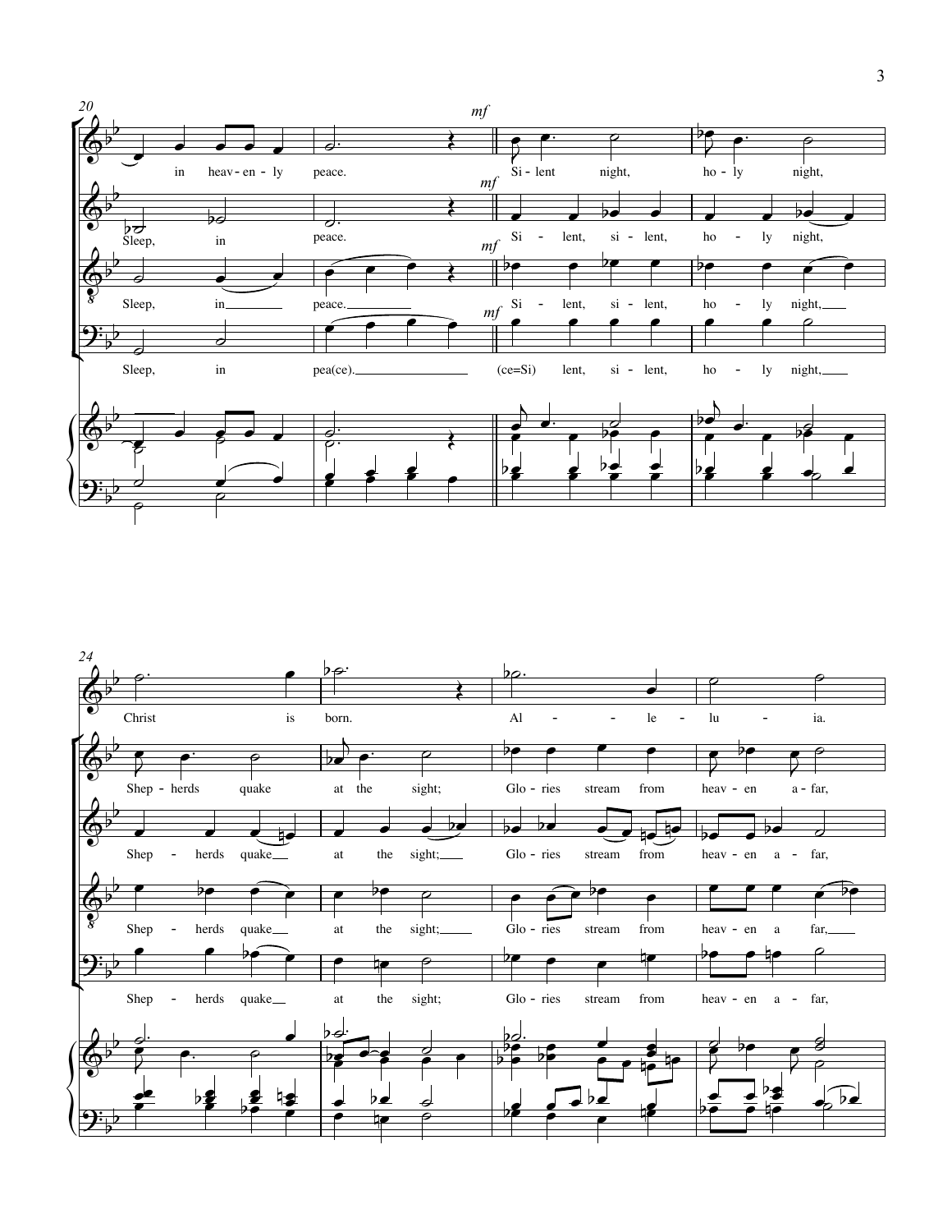20

*mf*

in heav-en-ly peace. Si-lent night, ho-ly night,

Sleep, in peace. Si - lent, si - lent, ho - ly night,

Sleep, in peace. Si - lent, si - lent, ho - ly night,

Sleep, in pea(ce). (ce=Si) lent, si - lent, ho - ly night,

24

Christ is born. Al - - le - lu - ia.

Shep - herds quake at the sight; Glo - ries stream from heav - en a - far,

Shep - herds quake at the sight; Glo - ries stream from heav - en a - far,

Shep - herds quake at the sight; Glo - ries stream from heav - en a far,

Shep - herds quake at the sight; Glo - ries stream from heav - en a - far,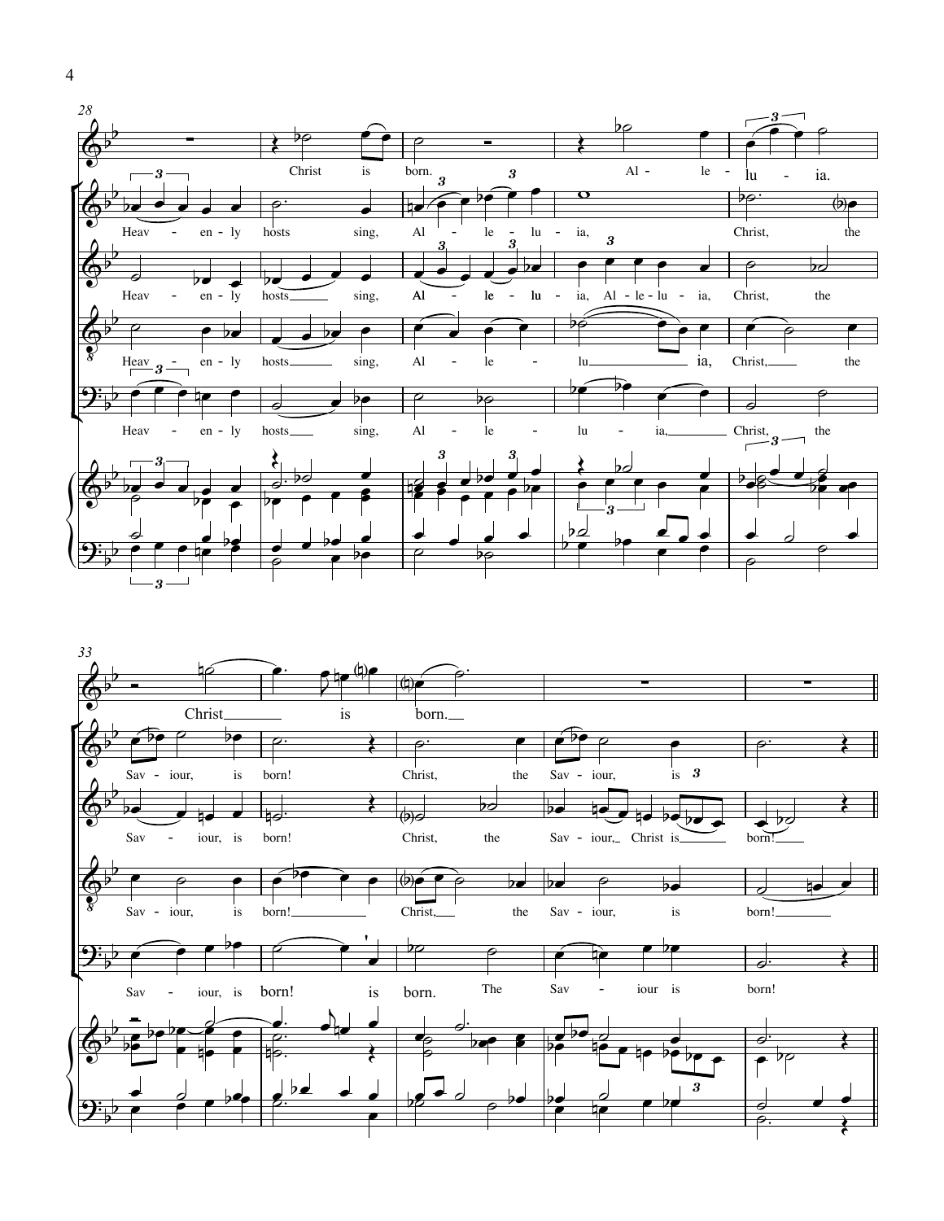28

Christ is born. Al - le - lu - ia.

Heav - en - ly hosts sing, Al - le - lu - ia, Christ, the

Heav - en - ly hosts sing, Al - le - lu - ia, Al - le - lu - ia, Christ, the

Heav - en - ly hosts sing, Al - le - lu ia, Christ, the

Heav - en - ly hosts sing, Al - le - lu - ia, Christ, the

33

Christ is born.

Sav - iour, is born! Christ, the Sav - iour, is born!

Sav - iour, is born! Christ, the Sav - iour, Christ is born!

Sav - iour, is born! Christ, the Sav - iour, is born!

Sav - iour, is born! is born. The Sav - iour is born!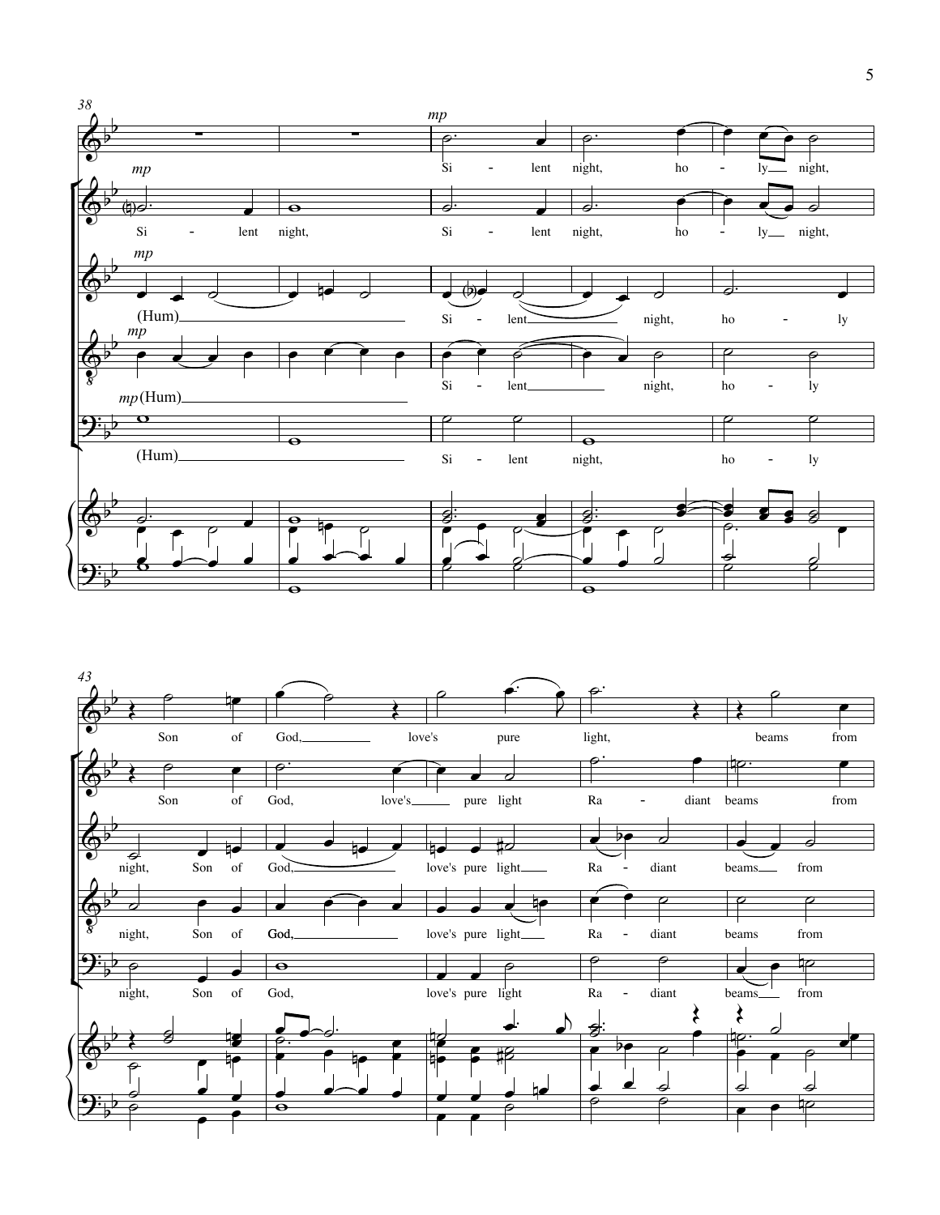38

*mp*

Si - lent night, ho - ly night,

*mp*

Si - lent night, Si - lent night, ho - ly night,

*mp*

(Hum) Si - lent night, ho - ly

*mp*

Si - lent night, ho - ly

*mp* (Hum)

(Hum) Si - lent night, ho - ly

43

Son of God, love's pure light, beams from

Son of God, love's pure light Ra - diant beams from

night, Son of God, love's pure light Ra - diant beams from

night, Son of God, love's pure light Ra - diant beams from

night, Son of God, love's pure light Ra - diant beams from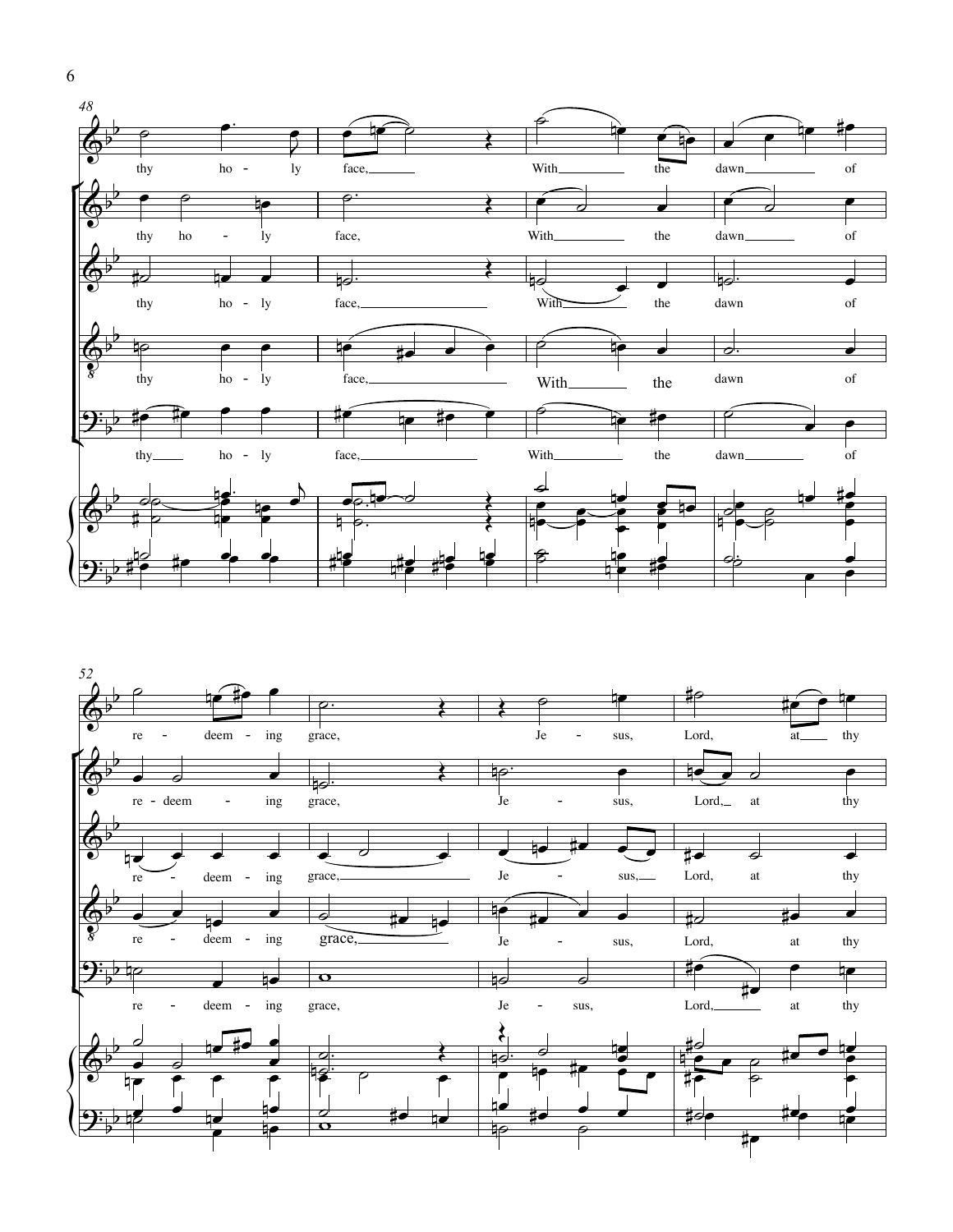48

thy ho - ly face, With the dawn of

re - deem - ing grace, Je - sus, Lord, at thy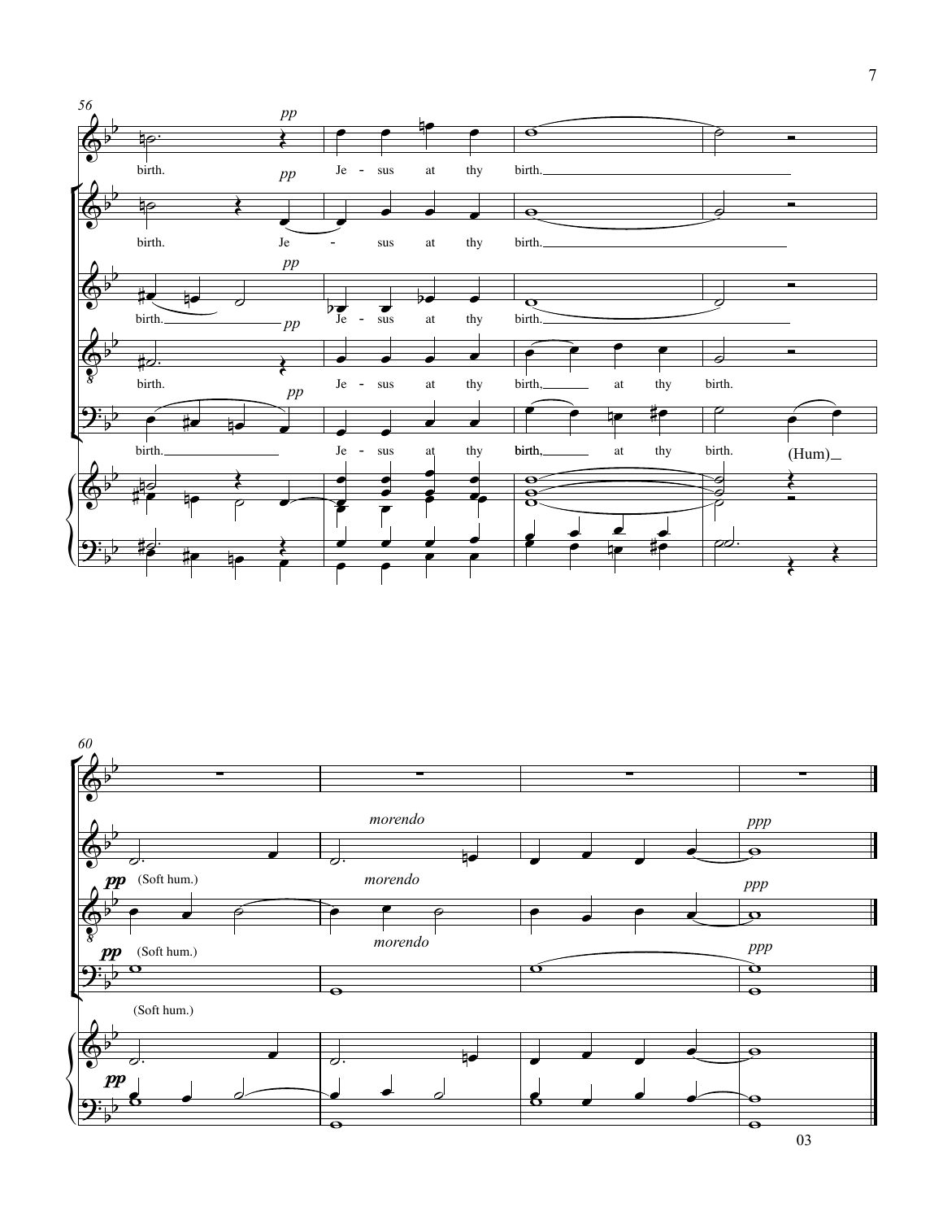56

*pp*

birth. Je - sus at thy birth.

*pp*

birth. Je - sus at thy birth.

*pp*

birth. Je - sus at thy birth.

*pp*

birth. Je - sus at thy birth, at thy birth.

*pp*

birth. Je - sus at thy birth, at thy birth. (Hum)

60

*morendo* *ppp*

*pp* (Soft hum.) *morendo* *ppp*

*pp* (Soft hum.) *morendo* *ppp*

(Soft hum.)

*pp*